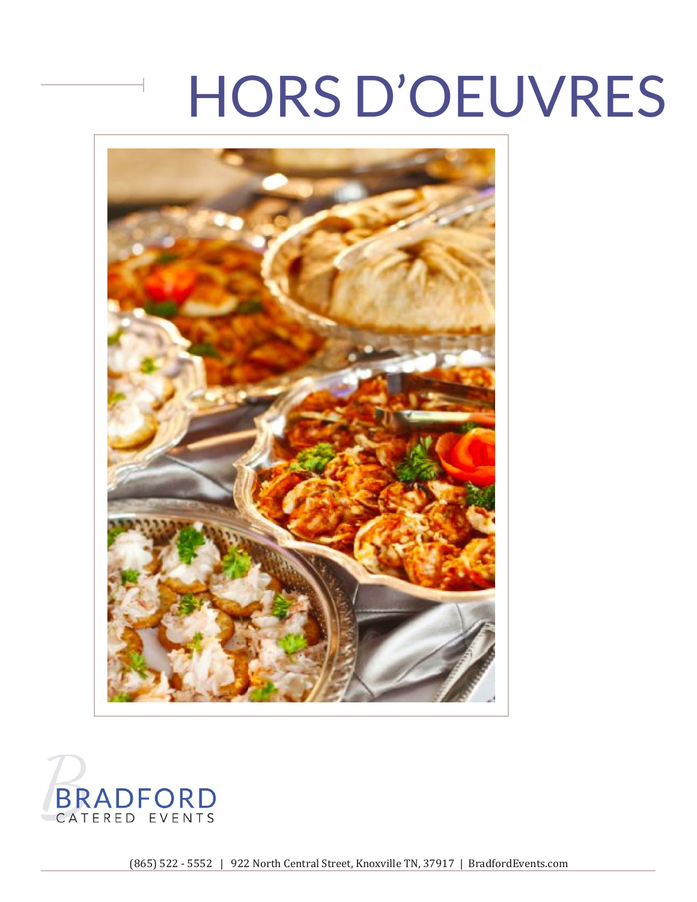# HORS D'OEUVRES

BRADFORD
CATERED EVENTS

(865) 522 - 5552 | 922 North Central Street, Knoxville TN, 37917 | BradfordEvents.com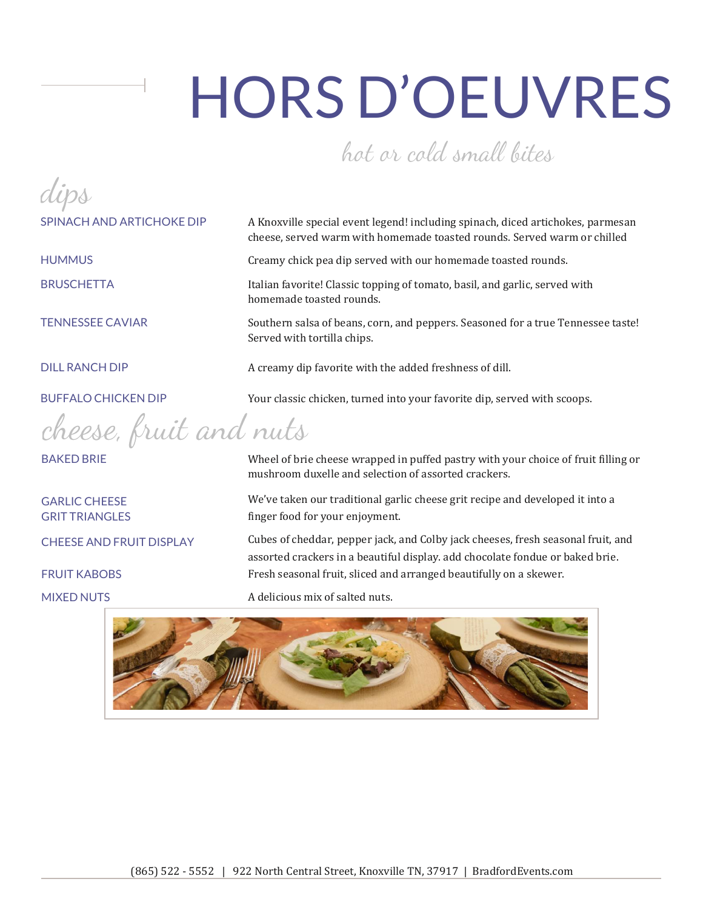# HORS D'OEUVRES

*hot or cold small bites*

## dips

| | |
|---|---|
| SPINACH AND ARTICHOKE DIP | A Knoxville special event legend! including spinach, diced artichokes, parmesan cheese, served warm with homemade toasted rounds. Served warm or chilled |
| HUMMUS | Creamy chick pea dip served with our homemade toasted rounds. |
| BRUSCHETTA | Italian favorite! Classic topping of tomato, basil, and garlic, served with homemade toasted rounds. |
| TENNESSEE CAVIAR | Southern salsa of beans, corn, and peppers. Seasoned for a true Tennessee taste! Served with tortilla chips. |
| DILL RANCH DIP | A creamy dip favorite with the added freshness of dill. |
| BUFFALO CHICKEN DIP | Your classic chicken, turned into your favorite dip, served with scoops. |

## cheese, fruit and nuts

| | |
|---|---|
| BAKED BRIE | Wheel of brie cheese wrapped in puffed pastry with your choice of fruit filling or mushroom duxelle and selection of assorted crackers. |
| GARLIC CHEESE GRIT TRIANGLES | We've taken our traditional garlic cheese grit recipe and developed it into a finger food for your enjoyment. |
| CHEESE AND FRUIT DISPLAY | Cubes of cheddar, pepper jack, and Colby jack cheeses, fresh seasonal fruit, and assorted crackers in a beautiful display. add chocolate fondue or baked brie. |
| FRUIT KABOBS | Fresh seasonal fruit, sliced and arranged beautifully on a skewer. |
| MIXED NUTS | A delicious mix of salted nuts. |

(865) 522 - 5552 | 922 North Central Street, Knoxville TN, 37917 | BradfordEvents.com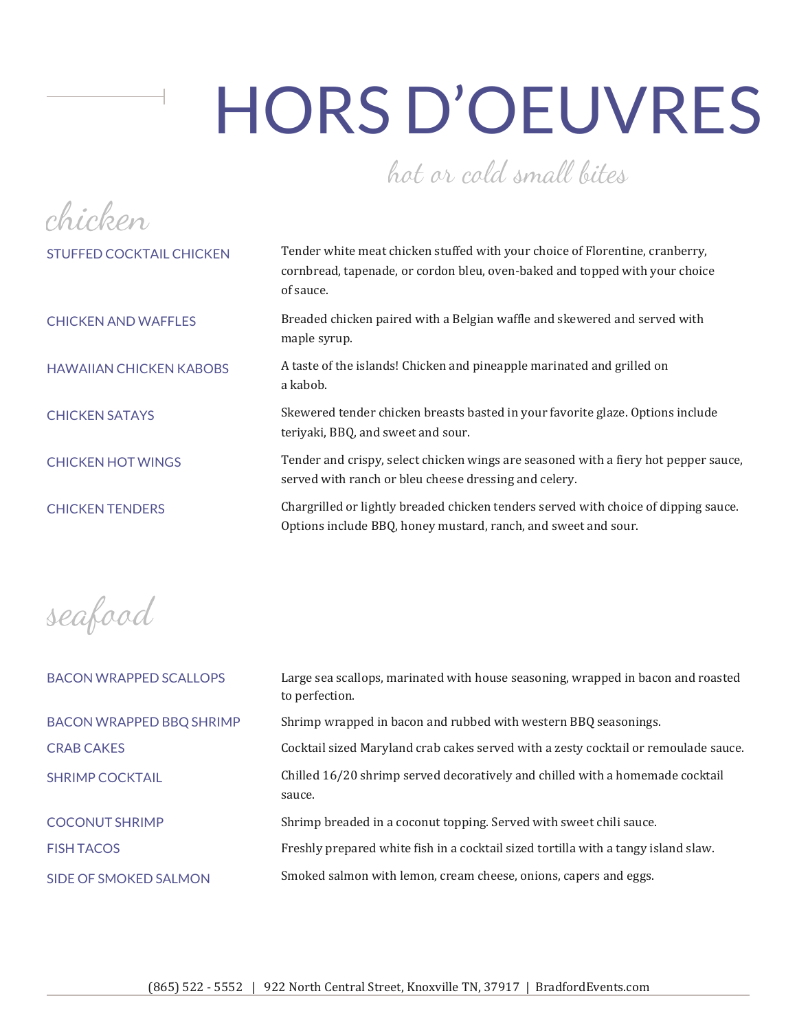# HORS D'OEUVRES

*hot or cold small bites*

## chicken

| | |
|---|---|
| STUFFED COCKTAIL CHICKEN | Tender white meat chicken stuffed with your choice of Florentine, cranberry, cornbread, tapenade, or cordon bleu, oven-baked and topped with your choice of sauce. |
| CHICKEN AND WAFFLES | Breaded chicken paired with a Belgian waffle and skewered and served with maple syrup. |
| HAWAIIAN CHICKEN KABOBS | A taste of the islands! Chicken and pineapple marinated and grilled on a kabob. |
| CHICKEN SATAYS | Skewered tender chicken breasts basted in your favorite glaze. Options include teriyaki, BBQ, and sweet and sour. |
| CHICKEN HOT WINGS | Tender and crispy, select chicken wings are seasoned with a fiery hot pepper sauce, served with ranch or bleu cheese dressing and celery. |
| CHICKEN TENDERS | Chargrilled or lightly breaded chicken tenders served with choice of dipping sauce. Options include BBQ, honey mustard, ranch, and sweet and sour. |

## seafood

| | |
|---|---|
| BACON WRAPPED SCALLOPS | Large sea scallops, marinated with house seasoning, wrapped in bacon and roasted to perfection. |
| BACON WRAPPED BBQ SHRIMP | Shrimp wrapped in bacon and rubbed with western BBQ seasonings. |
| CRAB CAKES | Cocktail sized Maryland crab cakes served with a zesty cocktail or remoulade sauce. |
| SHRIMP COCKTAIL | Chilled 16/20 shrimp served decoratively and chilled with a homemade cocktail sauce. |
| COCONUT SHRIMP | Shrimp breaded in a coconut topping. Served with sweet chili sauce. |
| FISH TACOS | Freshly prepared white fish in a cocktail sized tortilla with a tangy island slaw. |
| SIDE OF SMOKED SALMON | Smoked salmon with lemon, cream cheese, onions, capers and eggs. |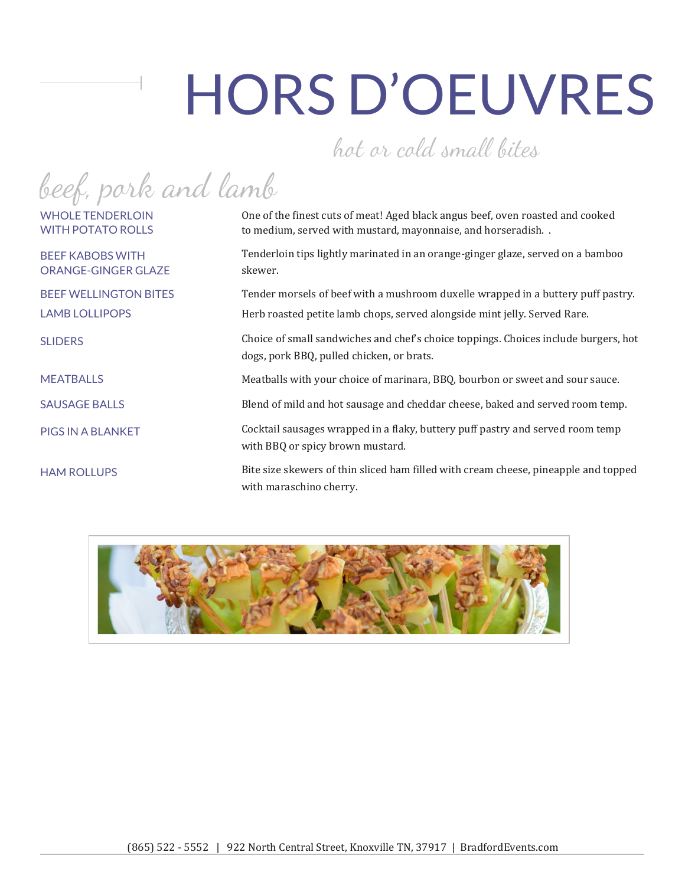# HORS D'OEUVRES

*hot or cold small bites*

## beef, pork and lamb

**WHOLE TENDERLOIN WITH POTATO ROLLS**
One of the finest cuts of meat! Aged black angus beef, oven roasted and cooked to medium, served with mustard, mayonnaise, and horseradish. .

**BEEF KABOBS WITH ORANGE-GINGER GLAZE**
Tenderloin tips lightly marinated in an orange-ginger glaze, served on a bamboo skewer.

**BEEF WELLINGTON BITES**
Tender morsels of beef with a mushroom duxelle wrapped in a buttery puff pastry.

**LAMB LOLLIPOPS**
Herb roasted petite lamb chops, served alongside mint jelly. Served Rare.

**SLIDERS**
Choice of small sandwiches and chef's choice toppings. Choices include burgers, hot dogs, pork BBQ, pulled chicken, or brats.

**MEATBALLS**
Meatballs with your choice of marinara, BBQ, bourbon or sweet and sour sauce.

**SAUSAGE BALLS**
Blend of mild and hot sausage and cheddar cheese, baked and served room temp.

**PIGS IN A BLANKET**
Cocktail sausages wrapped in a flaky, buttery puff pastry and served room temp with BBQ or spicy brown mustard.

**HAM ROLLUPS**
Bite size skewers of thin sliced ham filled with cream cheese, pineapple and topped with maraschino cherry.

(865) 522 - 5552 | 922 North Central Street, Knoxville TN, 37917 | BradfordEvents.com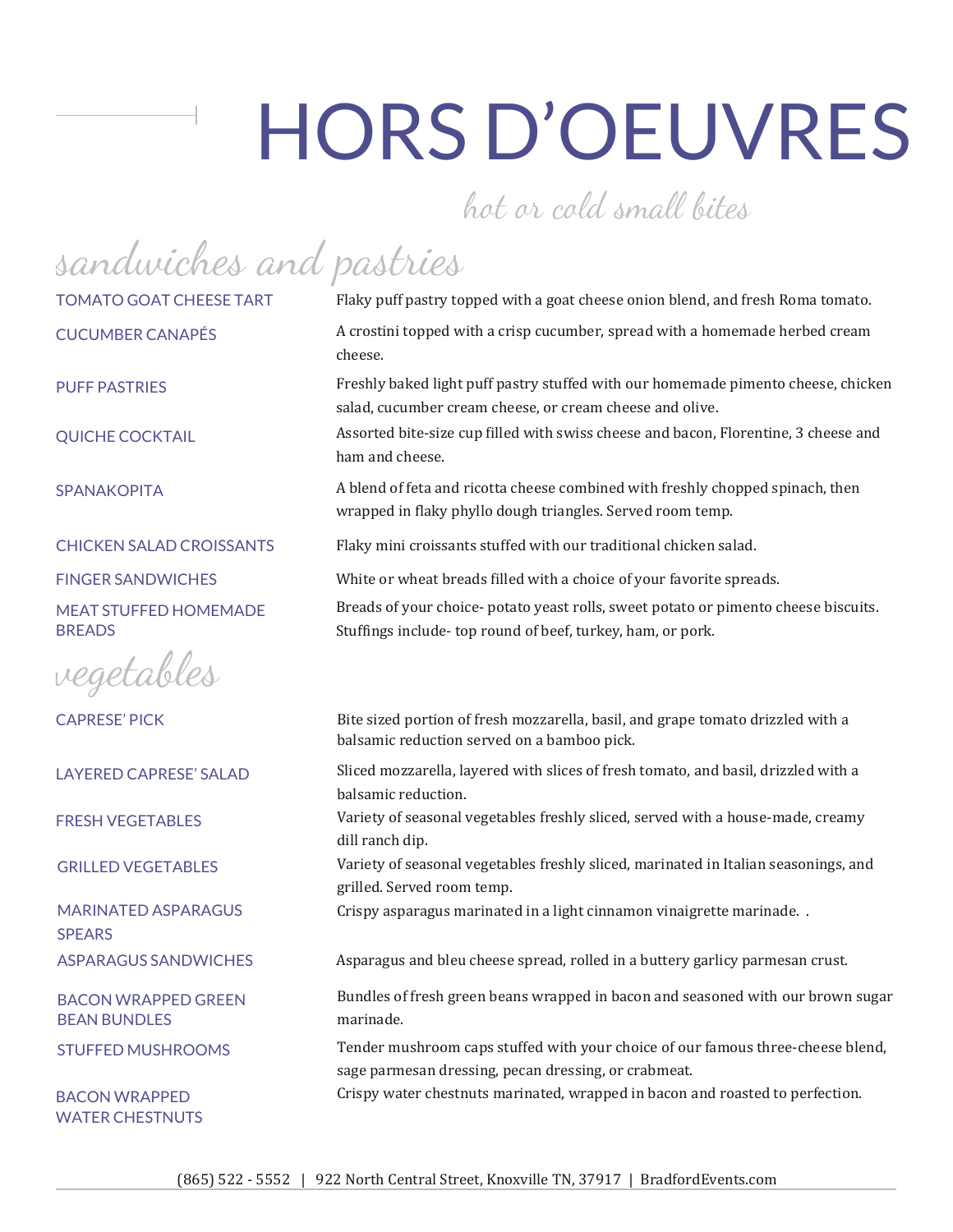# HORS D'OEUVRES

*hot or cold small bites*

## sandwiches and pastries

**TOMATO GOAT CHEESE TART** — Flaky puff pastry topped with a goat cheese onion blend, and fresh Roma tomato.

**CUCUMBER CANAPÉS** — A crostini topped with a crisp cucumber, spread with a homemade herbed cream cheese.

**PUFF PASTRIES** — Freshly baked light puff pastry stuffed with our homemade pimento cheese, chicken salad, cucumber cream cheese, or cream cheese and olive.

**QUICHE COCKTAIL** — Assorted bite-size cup filled with swiss cheese and bacon, Florentine, 3 cheese and ham and cheese.

**SPANAKOPITA** — A blend of feta and ricotta cheese combined with freshly chopped spinach, then wrapped in flaky phyllo dough triangles. Served room temp.

**CHICKEN SALAD CROISSANTS** — Flaky mini croissants stuffed with our traditional chicken salad.

**FINGER SANDWICHES** — White or wheat breads filled with a choice of your favorite spreads.

**MEAT STUFFED HOMEMADE BREADS** — Breads of your choice- potato yeast rolls, sweet potato or pimento cheese biscuits. Stuffings include- top round of beef, turkey, ham, or pork.

## vegetables

**CAPRESE' PICK** — Bite sized portion of fresh mozzarella, basil, and grape tomato drizzled with a balsamic reduction served on a bamboo pick.

**LAYERED CAPRESE' SALAD** — Sliced mozzarella, layered with slices of fresh tomato, and basil, drizzled with a balsamic reduction.

**FRESH VEGETABLES** — Variety of seasonal vegetables freshly sliced, served with a house-made, creamy dill ranch dip.

**GRILLED VEGETABLES** — Variety of seasonal vegetables freshly sliced, marinated in Italian seasonings, and grilled. Served room temp.

**MARINATED ASPARAGUS SPEARS** — Crispy asparagus marinated in a light cinnamon vinaigrette marinade. .

**ASPARAGUS SANDWICHES** — Asparagus and bleu cheese spread, rolled in a buttery garlicy parmesan crust.

**BACON WRAPPED GREEN BEAN BUNDLES** — Bundles of fresh green beans wrapped in bacon and seasoned with our brown sugar marinade.

**STUFFED MUSHROOMS** — Tender mushroom caps stuffed with your choice of our famous three-cheese blend, sage parmesan dressing, pecan dressing, or crabmeat.

**BACON WRAPPED WATER CHESTNUTS** — Crispy water chestnuts marinated, wrapped in bacon and roasted to perfection.

(865) 522 - 5552 | 922 North Central Street, Knoxville TN, 37917 | BradfordEvents.com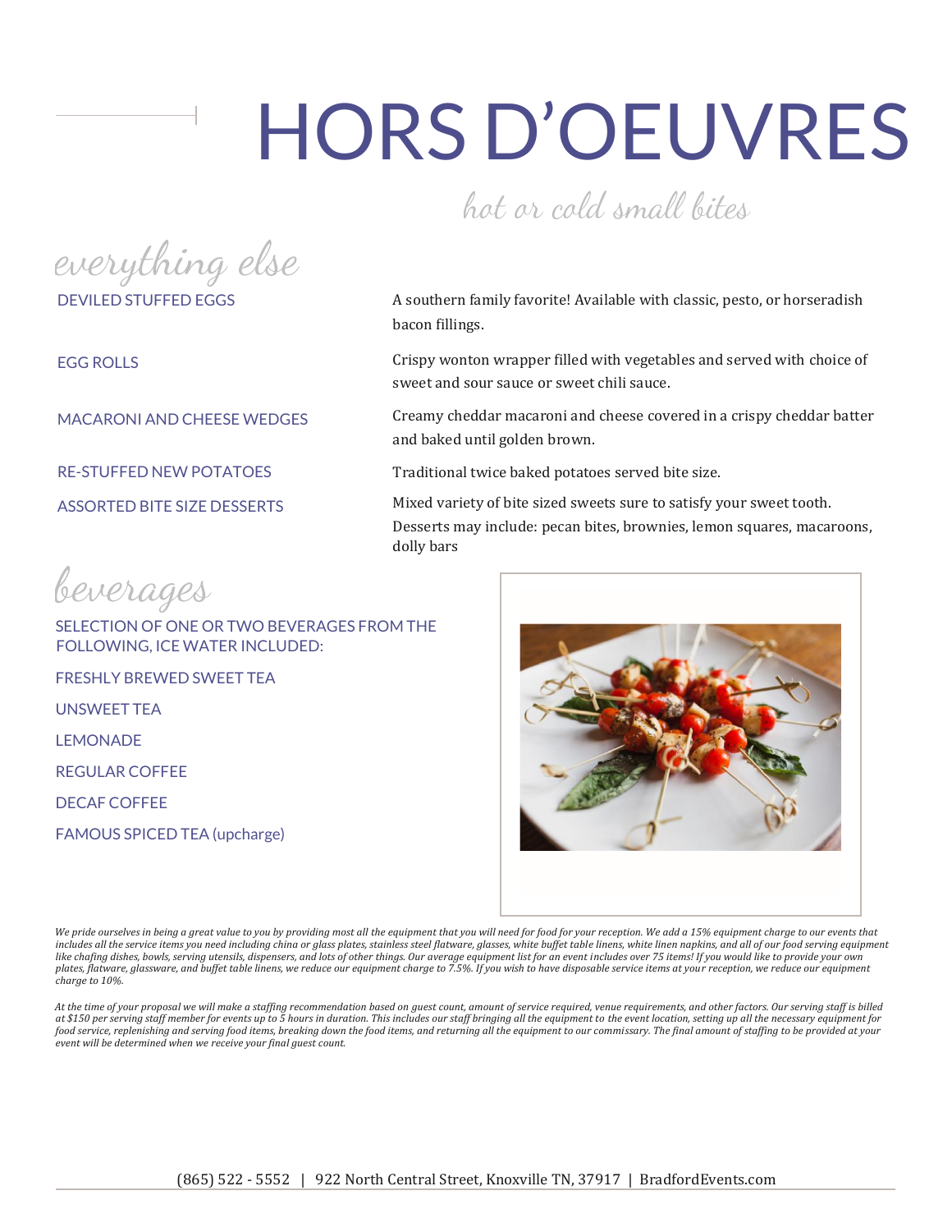# HORS D'OEUVRES

*hot or cold small bites*

## everything else

| | |
|---|---|
| DEVILED STUFFED EGGS | A southern family favorite! Available with classic, pesto, or horseradish bacon fillings. |
| EGG ROLLS | Crispy wonton wrapper filled with vegetables and served with choice of sweet and sour sauce or sweet chili sauce. |
| MACARONI AND CHEESE WEDGES | Creamy cheddar macaroni and cheese covered in a crispy cheddar batter and baked until golden brown. |
| RE-STUFFED NEW POTATOES | Traditional twice baked potatoes served bite size. |
| ASSORTED BITE SIZE DESSERTS | Mixed variety of bite sized sweets sure to satisfy your sweet tooth. Desserts may include: pecan bites, brownies, lemon squares, macaroons, dolly bars |

## beverages

SELECTION OF ONE OR TWO BEVERAGES FROM THE FOLLOWING, ICE WATER INCLUDED:

- FRESHLY BREWED SWEET TEA
- UNSWEET TEA
- LEMONADE
- REGULAR COFFEE
- DECAF COFFEE
- FAMOUS SPICED TEA (upcharge)

*We pride ourselves in being a great value to you by providing most all the equipment that you will need for food for your reception. We add a 15% equipment charge to our events that includes all the service items you need including china or glass plates, stainless steel flatware, glasses, white buffet table linens, white linen napkins, and all of our food serving equipment like chafing dishes, bowls, serving utensils, dispensers, and lots of other things. Our average equipment list for an event includes over 75 items! If you would like to provide your own plates, flatware, glassware, and buffet table linens, we reduce our equipment charge to 7.5%. If you wish to have disposable service items at your reception, we reduce our equipment charge to 10%.*

*At the time of your proposal we will make a staffing recommendation based on guest count, amount of service required, venue requirements, and other factors. Our serving staff is billed at $150 per serving staff member for events up to 5 hours in duration. This includes our staff bringing all the equipment to the event location, setting up all the necessary equipment for food service, replenishing and serving food items, breaking down the food items, and returning all the equipment to our commissary. The final amount of staffing to be provided at your event will be determined when we receive your final guest count.*

(865) 522 - 5552 | 922 North Central Street, Knoxville TN, 37917 | BradfordEvents.com